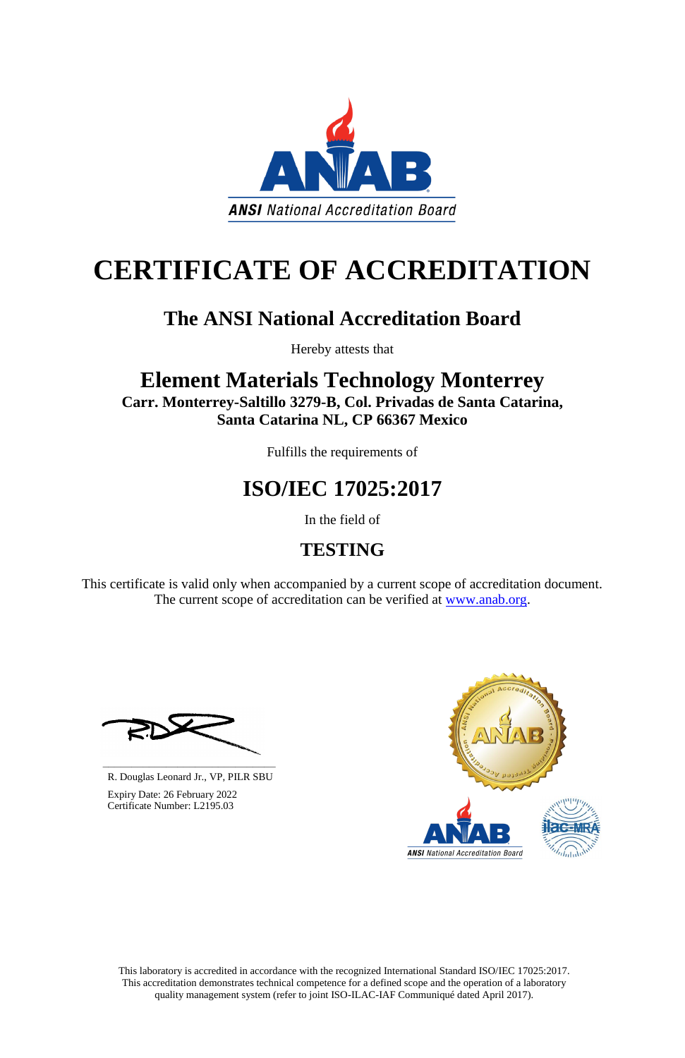ANSI National Accreditation Board

# CERTIFICATE OF ACCREDITATION

## The ANSI National Accreditation Board

Hereby attests that

## Element Materials Technology Monterrey

**Carr. Monterrey-Saltillo 3279-B, Col. Privadas de Santa Catarina, Santa Catarina NL, CP 66367 Mexico**

Fulfills the requirements of

## ISO/IEC 17025:2017

In the field of

## TESTING

This certificate is valid only when accompanied by a current scope of accreditation document. The current scope of accreditation can be verified at www.anab.org.

R. Douglas Leonard Jr., VP, PILR SBU

Expiry Date: 26 February 2022
Certificate Number: L2195.03

This laboratory is accredited in accordance with the recognized International Standard ISO/IEC 17025:2017. This accreditation demonstrates technical competence for a defined scope and the operation of a laboratory quality management system (refer to joint ISO-ILAC-IAF Communiqué dated April 2017).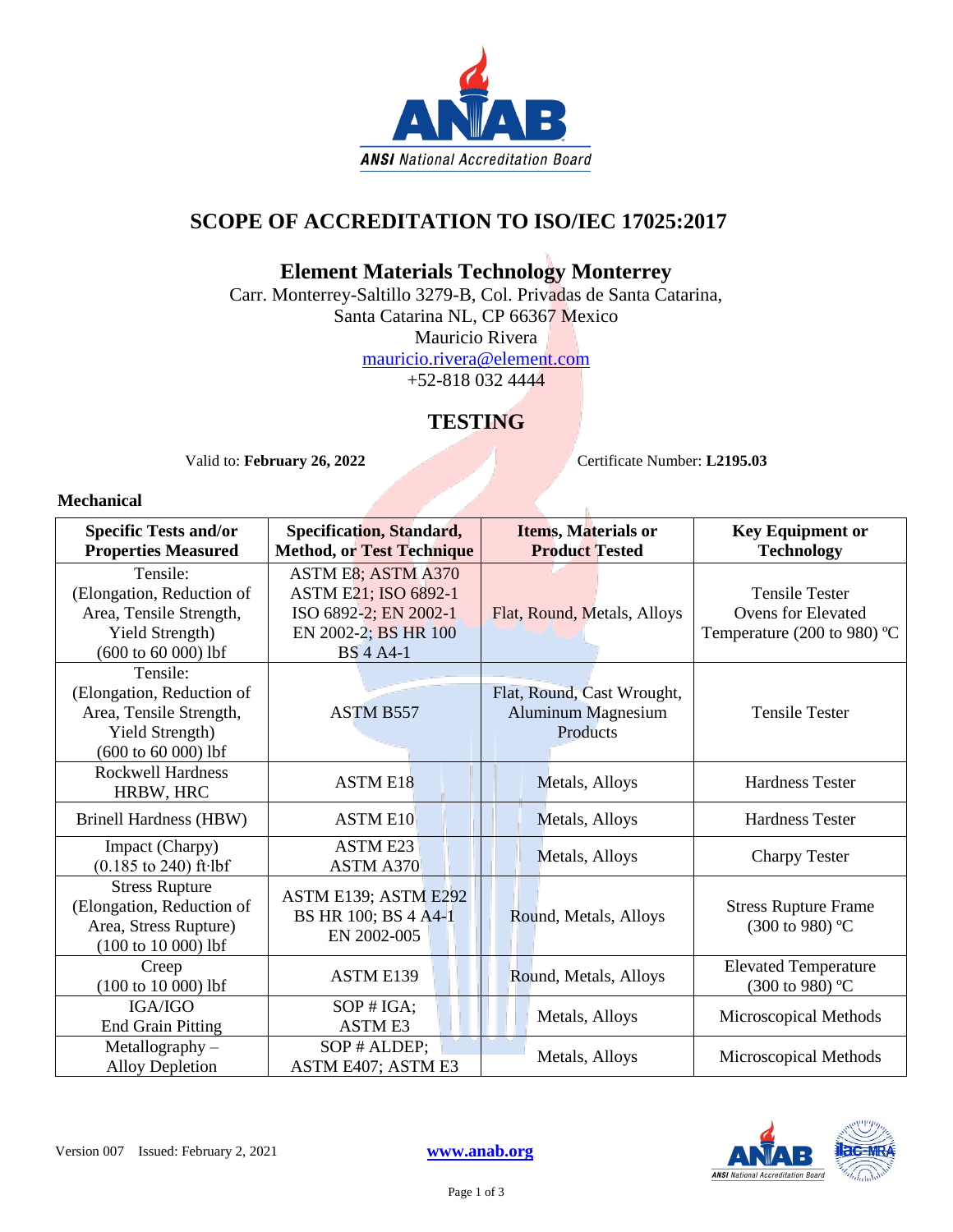# SCOPE OF ACCREDITATION TO ISO/IEC 17025:2017

## Element Materials Technology Monterrey

Carr. Monterrey-Saltillo 3279-B, Col. Privadas de Santa Catarina,
Santa Catarina NL, CP 66367 Mexico
Mauricio Rivera
mauricio.rivera@element.com
+52-818 032 4444

## TESTING

Valid to: **February 26, 2022** Certificate Number: **L2195.03**

**Mechanical**

| Specific Tests and/or Properties Measured | Specification, Standard, Method, or Test Technique | Items, Materials or Product Tested | Key Equipment or Technology |
|---|---|---|---|
| Tensile: (Elongation, Reduction of Area, Tensile Strength, Yield Strength) (600 to 60 000) lbf | ASTM E8; ASTM A370 ASTM E21; ISO 6892-1 ISO 6892-2; EN 2002-1 EN 2002-2; BS HR 100 BS 4 A4-1 | Flat, Round, Metals, Alloys | Tensile Tester Ovens for Elevated Temperature (200 to 980) ºC |
| Tensile: (Elongation, Reduction of Area, Tensile Strength, Yield Strength) (600 to 60 000) lbf | ASTM B557 | Flat, Round, Cast Wrought, Aluminum Magnesium Products | Tensile Tester |
| Rockwell Hardness HRBW, HRC | ASTM E18 | Metals, Alloys | Hardness Tester |
| Brinell Hardness (HBW) | ASTM E10 | Metals, Alloys | Hardness Tester |
| Impact (Charpy) (0.185 to 240) ft·lbf | ASTM E23 ASTM A370 | Metals, Alloys | Charpy Tester |
| Stress Rupture (Elongation, Reduction of Area, Stress Rupture) (100 to 10 000) lbf | ASTM E139; ASTM E292 BS HR 100; BS 4 A4-1 EN 2002-005 | Round, Metals, Alloys | Stress Rupture Frame (300 to 980) ºC |
| Creep (100 to 10 000) lbf | ASTM E139 | Round, Metals, Alloys | Elevated Temperature (300 to 980) ºC |
| IGA/IGO End Grain Pitting | SOP # IGA; ASTM E3 | Metals, Alloys | Microscopical Methods |
| Metallography – Alloy Depletion | SOP # ALDEP; ASTM E407; ASTM E3 | Metals, Alloys | Microscopical Methods |

Version 007 Issued: February 2, 2021 www.anab.org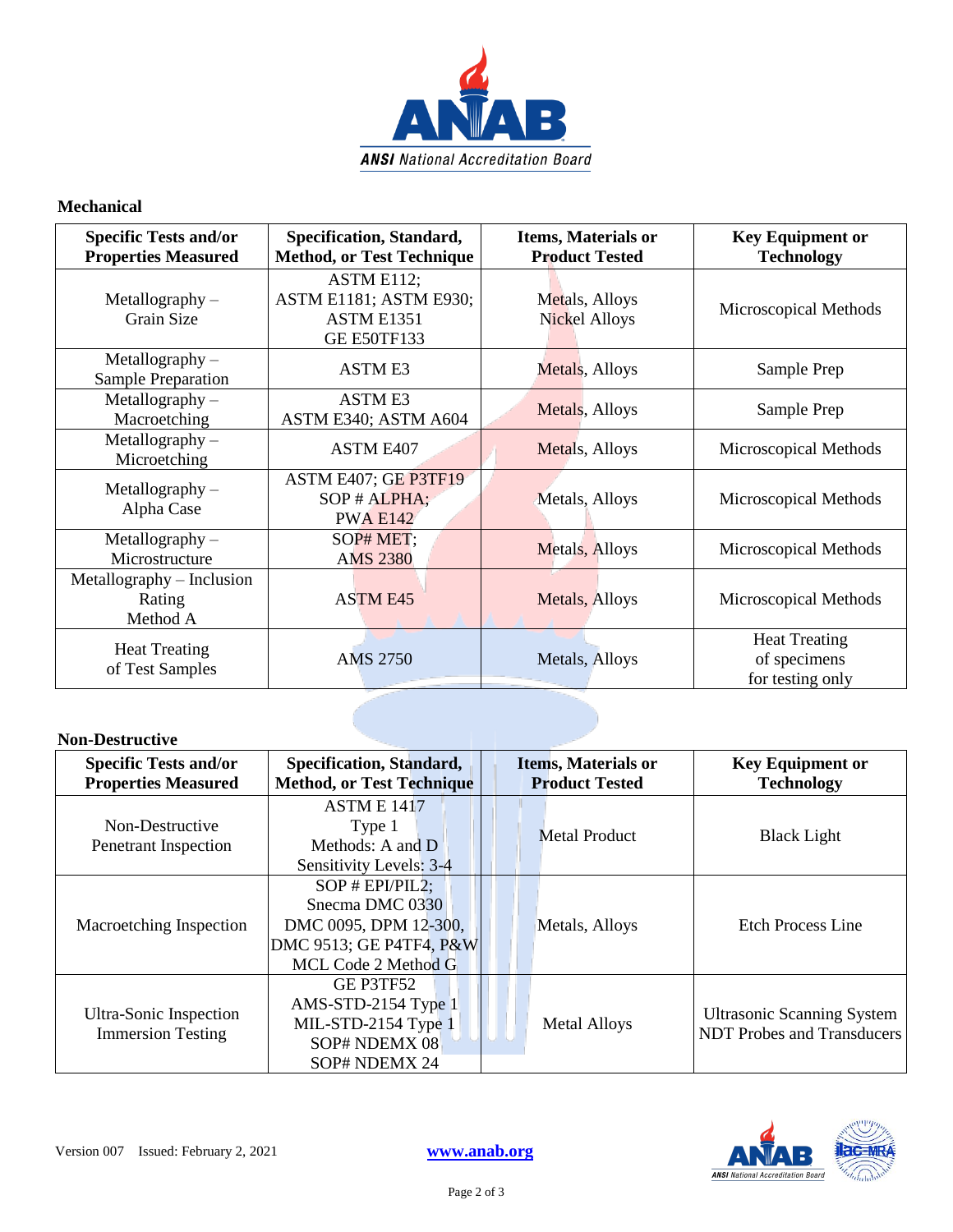## Mechanical

| Specific Tests and/or Properties Measured | Specification, Standard, Method, or Test Technique | Items, Materials or Product Tested | Key Equipment or Technology |
|---|---|---|---|
| Metallography – Grain Size | ASTM E112; ASTM E1181; ASTM E930; ASTM E1351 GE E50TF133 | Metals, Alloys Nickel Alloys | Microscopical Methods |
| Metallography – Sample Preparation | ASTM E3 | Metals, Alloys | Sample Prep |
| Metallography – Macroetching | ASTM E3 ASTM E340; ASTM A604 | Metals, Alloys | Sample Prep |
| Metallography – Microetching | ASTM E407 | Metals, Alloys | Microscopical Methods |
| Metallography – Alpha Case | ASTM E407; GE P3TF19 SOP # ALPHA; PWA E142 | Metals, Alloys | Microscopical Methods |
| Metallography – Microstructure | SOP# MET; AMS 2380 | Metals, Alloys | Microscopical Methods |
| Metallography – Inclusion Rating Method A | ASTM E45 | Metals, Alloys | Microscopical Methods |
| Heat Treating of Test Samples | AMS 2750 | Metals, Alloys | Heat Treating of specimens for testing only |

## Non-Destructive

| Specific Tests and/or Properties Measured | Specification, Standard, Method, or Test Technique | Items, Materials or Product Tested | Key Equipment or Technology |
|---|---|---|---|
| Non-Destructive Penetrant Inspection | ASTM E 1417 Type 1 Methods: A and D Sensitivity Levels: 3-4 | Metal Product | Black Light |
| Macroetching Inspection | SOP # EPI/PIL2; Snecma DMC 0330 DMC 0095, DPM 12-300, DMC 9513; GE P4TF4, P&W MCL Code 2 Method G | Metals, Alloys | Etch Process Line |
| Ultra-Sonic Inspection Immersion Testing | GE P3TF52 AMS-STD-2154 Type 1 MIL-STD-2154 Type 1 SOP# NDEMX 08 SOP# NDEMX 24 | Metal Alloys | Ultrasonic Scanning System NDT Probes and Transducers |

Version 007 Issued: February 2, 2021 www.anab.org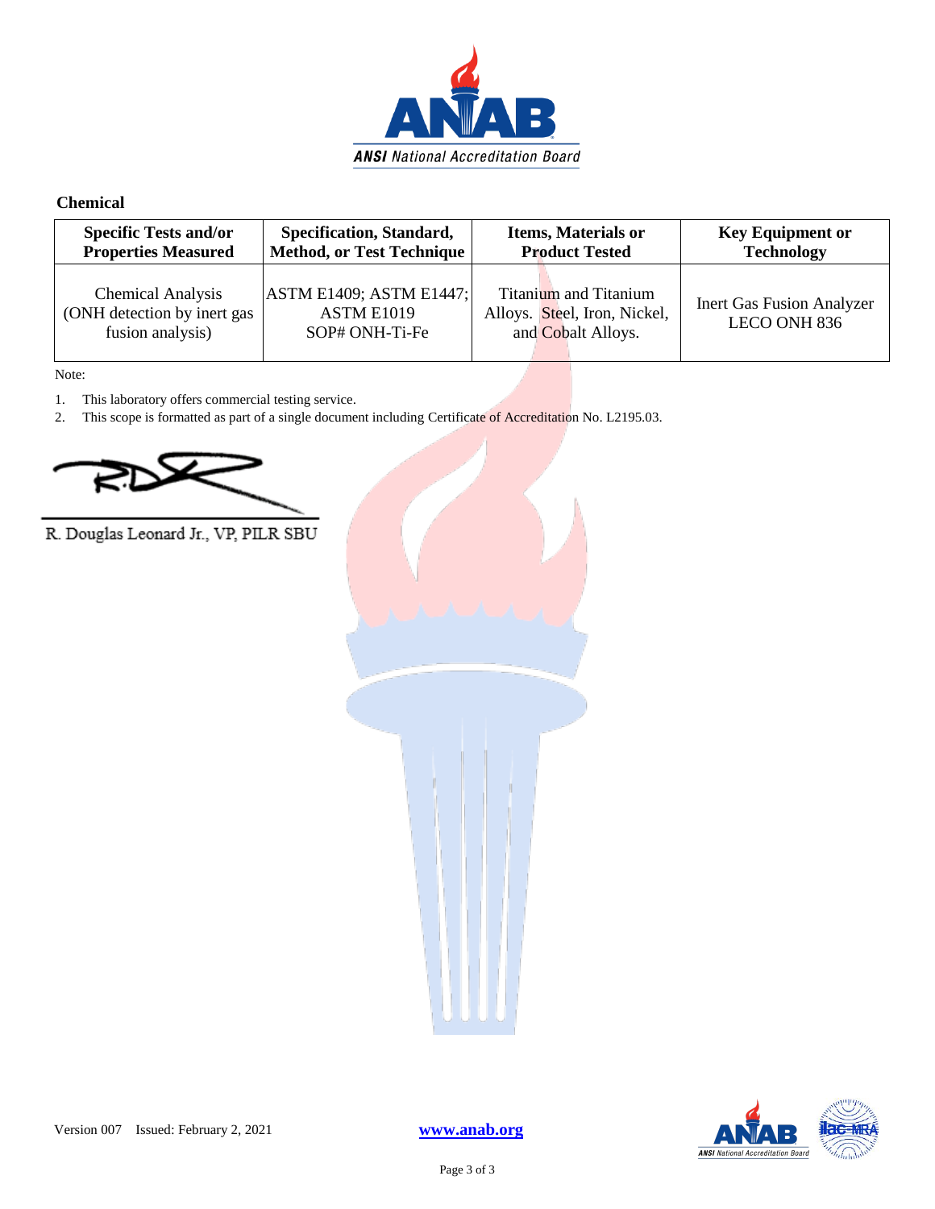## Chemical

| Specific Tests and/or Properties Measured | Specification, Standard, Method, or Test Technique | Items, Materials or Product Tested | Key Equipment or Technology |
|---|---|---|---|
| Chemical Analysis (ONH detection by inert gas fusion analysis) | ASTM E1409; ASTM E1447; ASTM E1019 SOP# ONH-Ti-Fe | Titanium and Titanium Alloys. Steel, Iron, Nickel, and Cobalt Alloys. | Inert Gas Fusion Analyzer LECO ONH 836 |

Note:

1. This laboratory offers commercial testing service.
2. This scope is formatted as part of a single document including Certificate of Accreditation No. L2195.03.

R. Douglas Leonard Jr., VP, PILR SBU

Version 007 Issued: February 2, 2021

www.anab.org